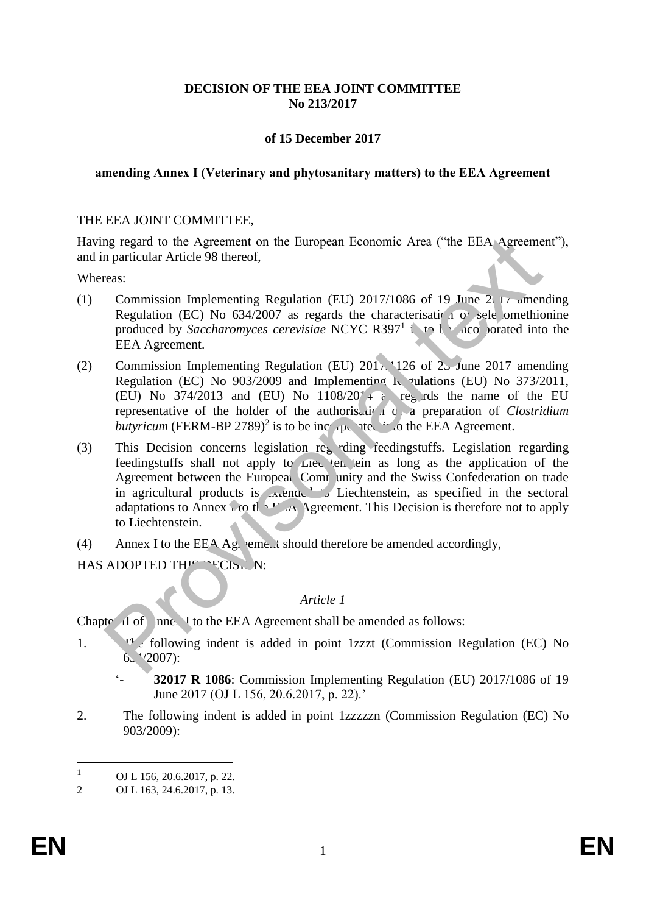**DECISION OF THE EEA JOINT COMMITTEE**
**No 213/2017**

**of 15 December 2017**

**amending Annex I (Veterinary and phytosanitary matters) to the EEA Agreement**

THE EEA JOINT COMMITTEE,

Having regard to the Agreement on the European Economic Area ("the EEA Agreement"), and in particular Article 98 thereof,

Whereas:

(1) Commission Implementing Regulation (EU) 2017/1086 of 19 June 2017 amending Regulation (EC) No 634/2007 as regards the characterisation of selenomethionine produced by *Saccharomyces cerevisiae* NCYC R397[1] is to be incorporated into the EEA Agreement.

(2) Commission Implementing Regulation (EU) 2017/1126 of 23 June 2017 amending Regulation (EC) No 903/2009 and Implementing Regulations (EU) No 373/2011, (EU) No 374/2013 and (EU) No 1108/2014 as regards the name of the EU representative of the holder of the authorisation of a preparation of *Clostridium butyricum* (FERM-BP 2789)[2] is to be incorporated into the EEA Agreement.

(3) This Decision concerns legislation regarding feedingstuffs. Legislation regarding feedingstuffs shall not apply to Liechtenstein as long as the application of the Agreement between the European Community and the Swiss Confederation on trade in agricultural products is extended to Liechtenstein, as specified in the sectoral adaptations to Annex I to the EEA Agreement. This Decision is therefore not to apply to Liechtenstein.

(4) Annex I to the EEA Agreement should therefore be amended accordingly,

HAS ADOPTED THIS DECISION:

*Article 1*

Chapter II of Annex I to the EEA Agreement shall be amended as follows:

1. The following indent is added in point 1zzzt (Commission Regulation (EC) No 634/2007):

   '- **32017 R 1086**: Commission Implementing Regulation (EU) 2017/1086 of 19 June 2017 (OJ L 156, 20.6.2017, p. 22).'

2. The following indent is added in point 1zzzzzn (Commission Regulation (EC) No 903/2009):

---

[1] OJ L 156, 20.6.2017, p. 22.

[2] OJ L 163, 24.6.2017, p. 13.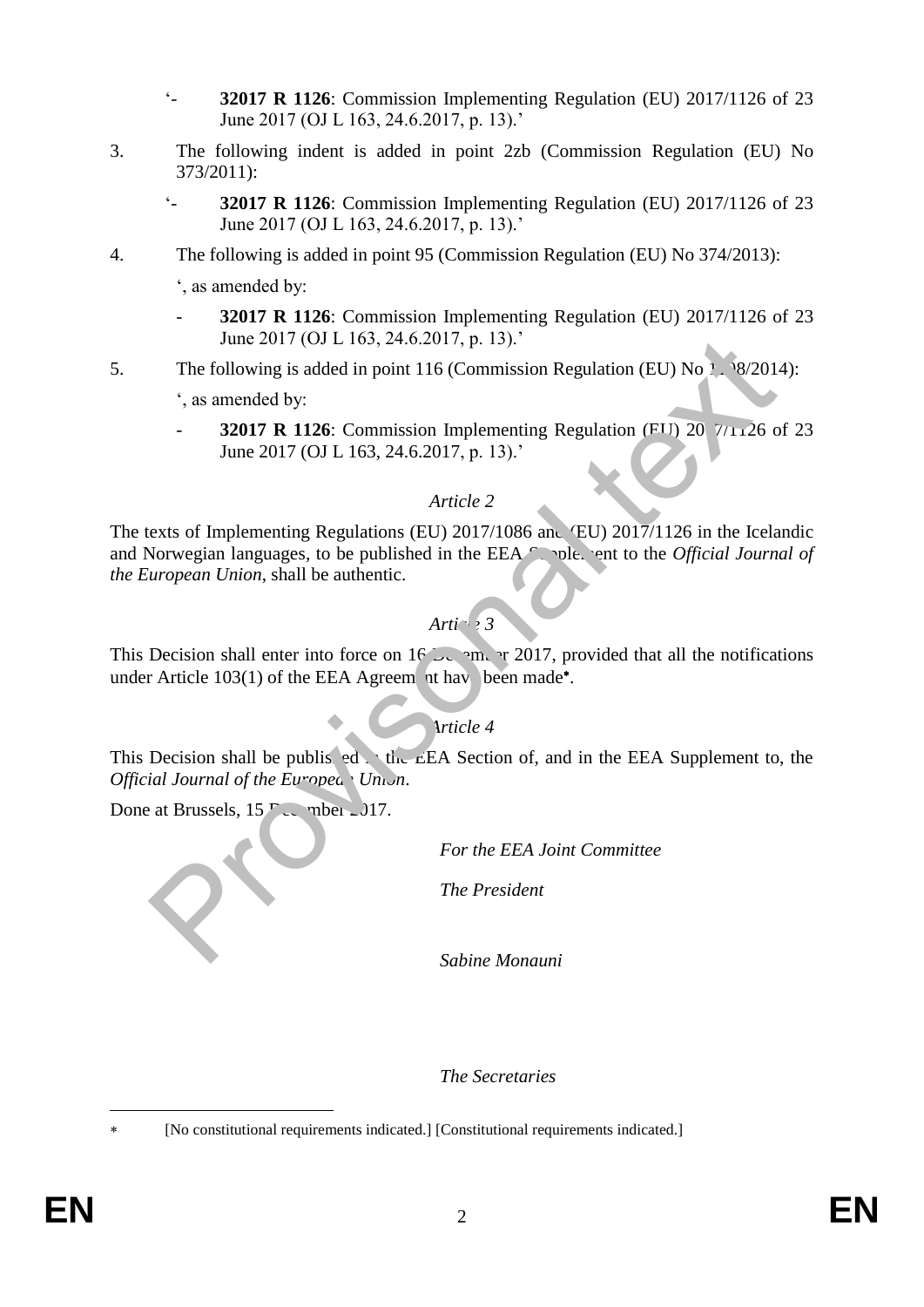'- **32017 R 1126**: Commission Implementing Regulation (EU) 2017/1126 of 23 June 2017 (OJ L 163, 24.6.2017, p. 13).'

3. The following indent is added in point 2zb (Commission Regulation (EU) No 373/2011):

   '- **32017 R 1126**: Commission Implementing Regulation (EU) 2017/1126 of 23 June 2017 (OJ L 163, 24.6.2017, p. 13).'

4. The following is added in point 95 (Commission Regulation (EU) No 374/2013):

   ', as amended by:

   - **32017 R 1126**: Commission Implementing Regulation (EU) 2017/1126 of 23 June 2017 (OJ L 163, 24.6.2017, p. 13).'

5. The following is added in point 116 (Commission Regulation (EU) No 1008/2014):

   ', as amended by:

   - **32017 R 1126**: Commission Implementing Regulation (EU) 2017/1126 of 23 June 2017 (OJ L 163, 24.6.2017, p. 13).'

*Article 2*

The texts of Implementing Regulations (EU) 2017/1086 and (EU) 2017/1126 in the Icelandic and Norwegian languages, to be published in the EEA Supplement to the *Official Journal of the European Union*, shall be authentic.

*Article 3*

This Decision shall enter into force on 16 December 2017, provided that all the notifications under Article 103(1) of the EEA Agreement have been made*.

*Article 4*

This Decision shall be published in the EEA Section of, and in the EEA Supplement to, the *Official Journal of the European Union*.

Done at Brussels, 15 December 2017.

*For the EEA Joint Committee*

*The President*

*Sabine Monauni*

*The Secretaries*

---

* [No constitutional requirements indicated.] [Constitutional requirements indicated.]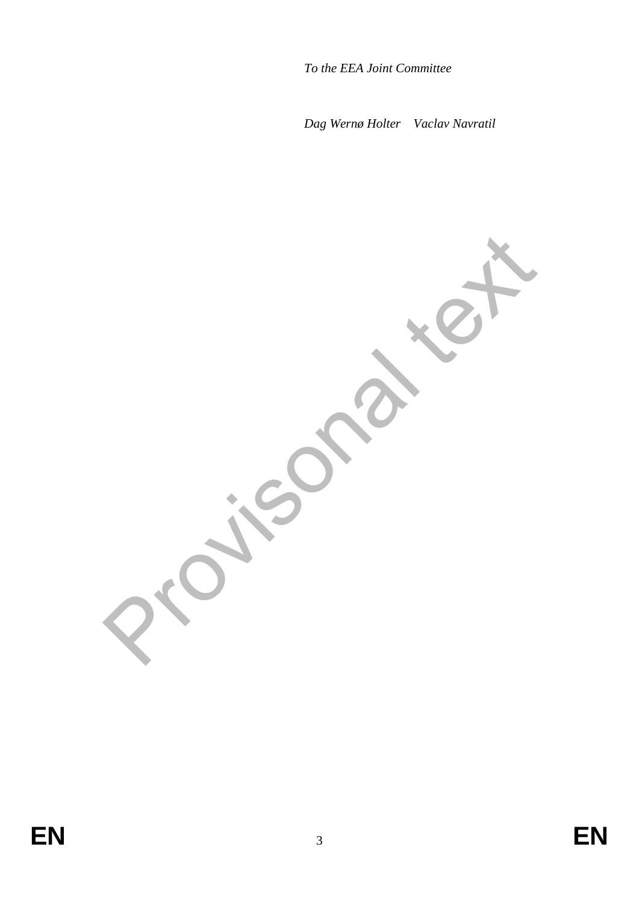*To the EEA Joint Committee*

*Dag Wernø Holter Vaclav Navratil*